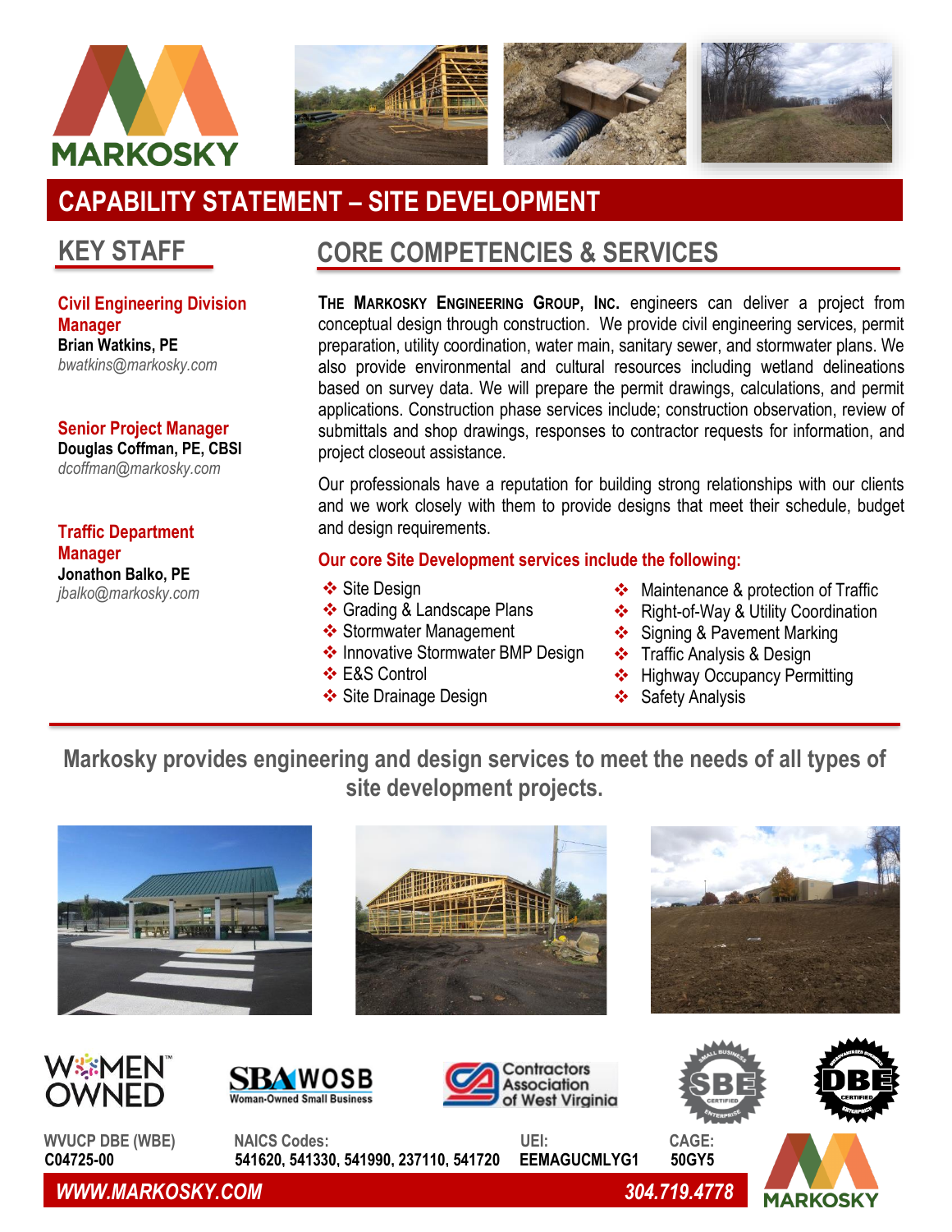# CAPABILITY STATEMENT – SITE DEVELOPMENT

## KEY STAFF

**Civil Engineering Division Manager**
**Brian Watkins, PE**
*bwatkins@markosky.com*

**Senior Project Manager**
**Douglas Coffman, PE, CBSI**
*dcoffman@markosky.com*

**Traffic Department Manager**
**Jonathon Balko, PE**
*jbalko@markosky.com*

## CORE COMPETENCIES & SERVICES

**THE MARKOSKY ENGINEERING GROUP, INC.** engineers can deliver a project from conceptual design through construction. We provide civil engineering services, permit preparation, utility coordination, water main, sanitary sewer, and stormwater plans. We also provide environmental and cultural resources including wetland delineations based on survey data. We will prepare the permit drawings, calculations, and permit applications. Construction phase services include; construction observation, review of submittals and shop drawings, responses to contractor requests for information, and project closeout assistance.

Our professionals have a reputation for building strong relationships with our clients and we work closely with them to provide designs that meet their schedule, budget and design requirements.

**Our core Site Development services include the following:**

- Site Design
- Grading & Landscape Plans
- Stormwater Management
- Innovative Stormwater BMP Design
- E&S Control
- Site Drainage Design
- Maintenance & protection of Traffic
- Right-of-Way & Utility Coordination
- Signing & Pavement Marking
- Traffic Analysis & Design
- Highway Occupancy Permitting
- Safety Analysis

**Markosky provides engineering and design services to meet the needs of all types of site development projects.**

WOMEN OWNED | SBA WOSB Woman-Owned Small Business | Contractors Association of West Virginia | SBE Certified | DBE Certified

**WVUCP DBE (WBE)**
**C04725-00**

**NAICS Codes:**
**541620, 541330, 541990, 237110, 541720**

**UEI:**
**EEMAGUCMLYG1**

**CAGE:**
**50GY5**

***WWW.MARKOSKY.COM*** ***304.719.4778***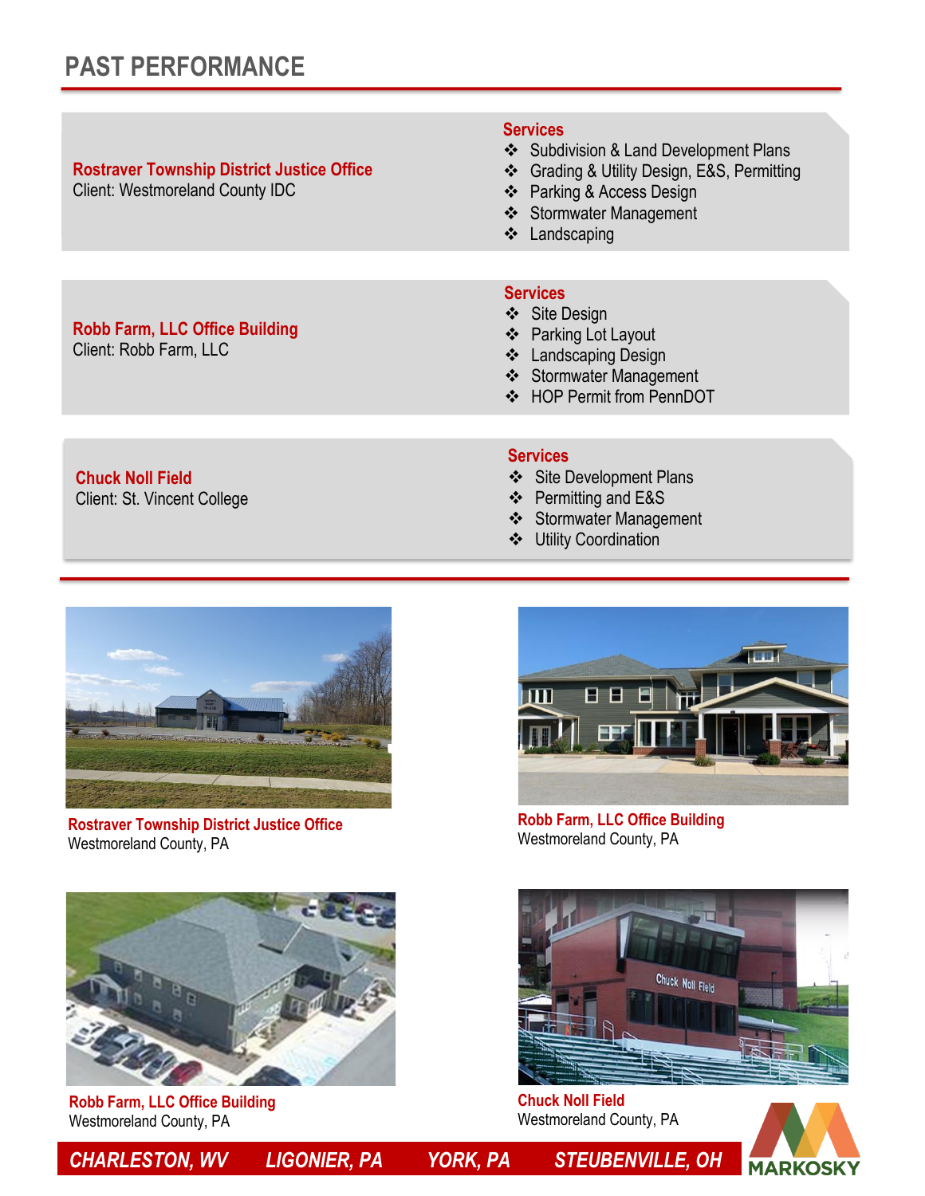## PAST PERFORMANCE

**Rostraver Township District Justice Office**
Client: Westmoreland County IDC

**Services**
- Subdivision & Land Development Plans
- Grading & Utility Design, E&S, Permitting
- Parking & Access Design
- Stormwater Management
- Landscaping

**Robb Farm, LLC Office Building**
Client: Robb Farm, LLC

**Services**
- Site Design
- Parking Lot Layout
- Landscaping Design
- Stormwater Management
- HOP Permit from PennDOT

**Chuck Noll Field**
Client: St. Vincent College

**Services**
- Site Development Plans
- Permitting and E&S
- Stormwater Management
- Utility Coordination

**Rostraver Township District Justice Office**
Westmoreland County, PA

**Robb Farm, LLC Office Building**
Westmoreland County, PA

**Robb Farm, LLC Office Building**
Westmoreland County, PA

**Chuck Noll Field**
Westmoreland County, PA

*CHARLESTON, WV* *LIGONIER, PA* *YORK, PA* *STEUBENVILLE, OH*

MARKOSKY